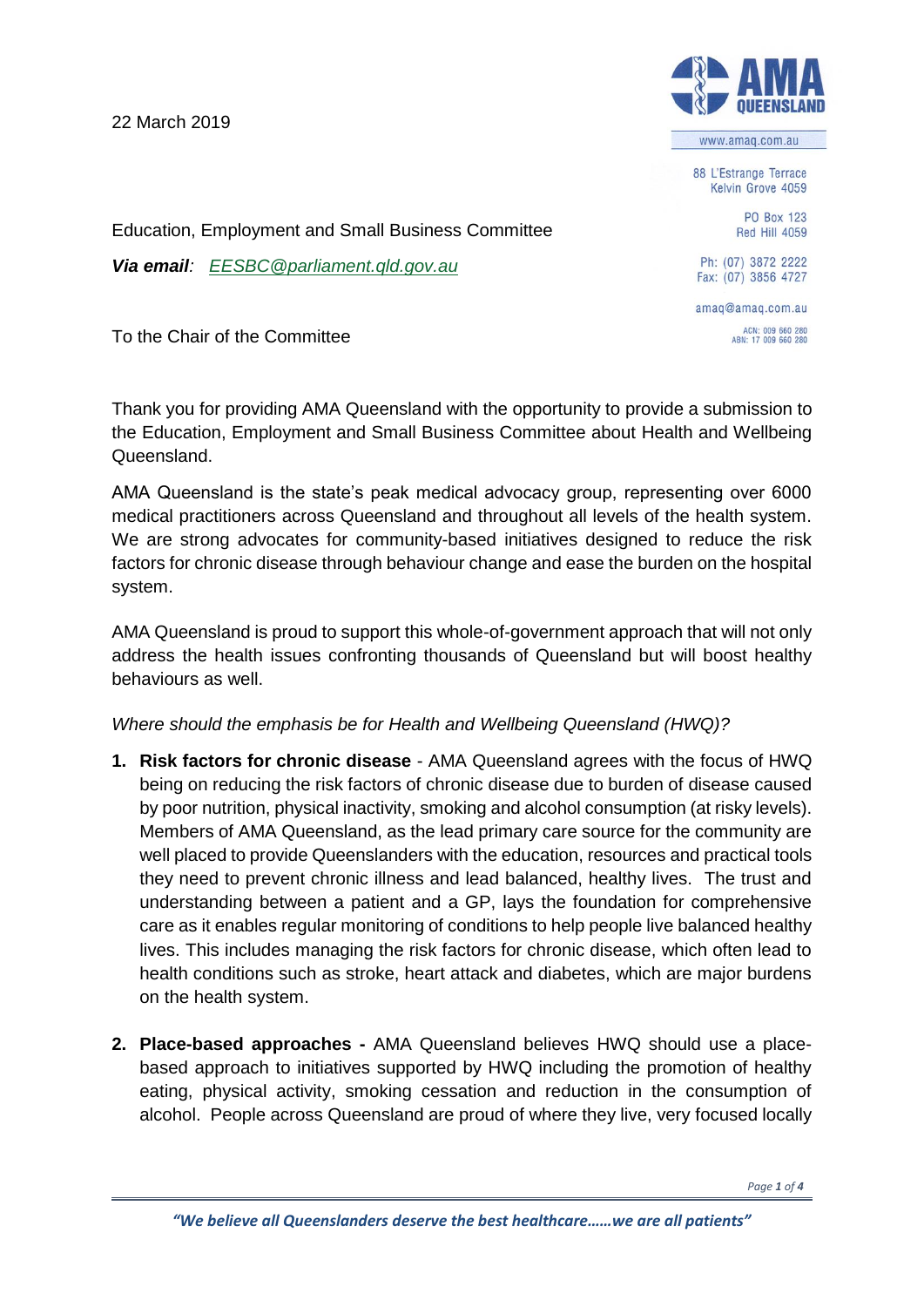22 March 2019

AMA QUEENSLAND

www.amaq.com.au

88 L'Estrange Terrace
Kelvin Grove 4059

PO Box 123
Red Hill 4059

Ph: (07) 3872 2222
Fax: (07) 3856 4727

amaq@amaq.com.au

ACN: 009 660 280
ABN: 17 009 660 280

Education, Employment and Small Business Committee

***Via email**:* [EESBC@parliament.qld.gov.au](mailto:EESBC@parliament.qld.gov.au)

To the Chair of the Committee

Thank you for providing AMA Queensland with the opportunity to provide a submission to the Education, Employment and Small Business Committee about Health and Wellbeing Queensland.

AMA Queensland is the state's peak medical advocacy group, representing over 6000 medical practitioners across Queensland and throughout all levels of the health system. We are strong advocates for community-based initiatives designed to reduce the risk factors for chronic disease through behaviour change and ease the burden on the hospital system.

AMA Queensland is proud to support this whole-of-government approach that will not only address the health issues confronting thousands of Queensland but will boost healthy behaviours as well.

*Where should the emphasis be for Health and Wellbeing Queensland (HWQ)?*

1. **Risk factors for chronic disease** - AMA Queensland agrees with the focus of HWQ being on reducing the risk factors of chronic disease due to burden of disease caused by poor nutrition, physical inactivity, smoking and alcohol consumption (at risky levels). Members of AMA Queensland, as the lead primary care source for the community are well placed to provide Queenslanders with the education, resources and practical tools they need to prevent chronic illness and lead balanced, healthy lives. The trust and understanding between a patient and a GP, lays the foundation for comprehensive care as it enables regular monitoring of conditions to help people live balanced healthy lives. This includes managing the risk factors for chronic disease, which often lead to health conditions such as stroke, heart attack and diabetes, which are major burdens on the health system.

2. **Place-based approaches -** AMA Queensland believes HWQ should use a place-based approach to initiatives supported by HWQ including the promotion of healthy eating, physical activity, smoking cessation and reduction in the consumption of alcohol. People across Queensland are proud of where they live, very focused locally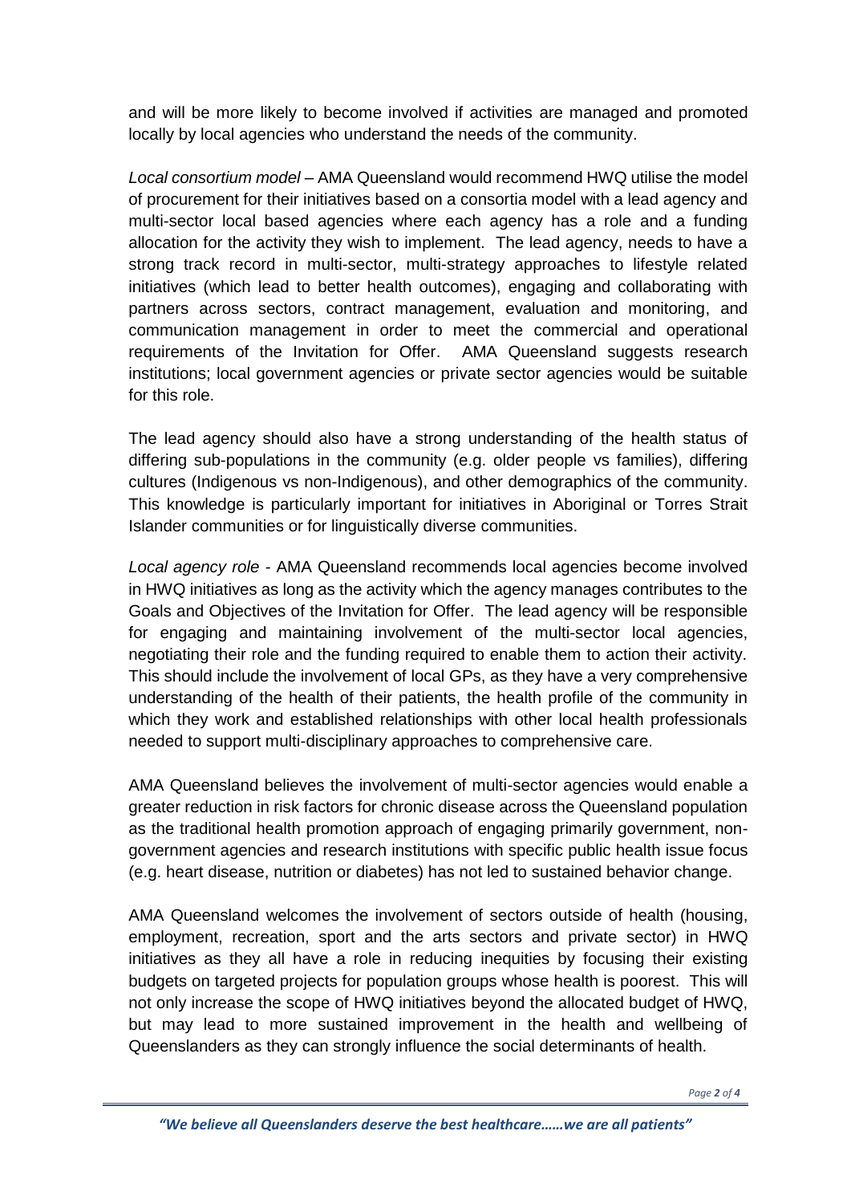and will be more likely to become involved if activities are managed and promoted locally by local agencies who understand the needs of the community.

*Local consortium model* – AMA Queensland would recommend HWQ utilise the model of procurement for their initiatives based on a consortia model with a lead agency and multi-sector local based agencies where each agency has a role and a funding allocation for the activity they wish to implement. The lead agency, needs to have a strong track record in multi-sector, multi-strategy approaches to lifestyle related initiatives (which lead to better health outcomes), engaging and collaborating with partners across sectors, contract management, evaluation and monitoring, and communication management in order to meet the commercial and operational requirements of the Invitation for Offer. AMA Queensland suggests research institutions; local government agencies or private sector agencies would be suitable for this role.

The lead agency should also have a strong understanding of the health status of differing sub-populations in the community (e.g. older people vs families), differing cultures (Indigenous vs non-Indigenous), and other demographics of the community. This knowledge is particularly important for initiatives in Aboriginal or Torres Strait Islander communities or for linguistically diverse communities.

*Local agency role* - AMA Queensland recommends local agencies become involved in HWQ initiatives as long as the activity which the agency manages contributes to the Goals and Objectives of the Invitation for Offer. The lead agency will be responsible for engaging and maintaining involvement of the multi-sector local agencies, negotiating their role and the funding required to enable them to action their activity. This should include the involvement of local GPs, as they have a very comprehensive understanding of the health of their patients, the health profile of the community in which they work and established relationships with other local health professionals needed to support multi-disciplinary approaches to comprehensive care.

AMA Queensland believes the involvement of multi-sector agencies would enable a greater reduction in risk factors for chronic disease across the Queensland population as the traditional health promotion approach of engaging primarily government, non-government agencies and research institutions with specific public health issue focus (e.g. heart disease, nutrition or diabetes) has not led to sustained behavior change.

AMA Queensland welcomes the involvement of sectors outside of health (housing, employment, recreation, sport and the arts sectors and private sector) in HWQ initiatives as they all have a role in reducing inequities by focusing their existing budgets on targeted projects for population groups whose health is poorest. This will not only increase the scope of HWQ initiatives beyond the allocated budget of HWQ, but may lead to more sustained improvement in the health and wellbeing of Queenslanders as they can strongly influence the social determinants of health.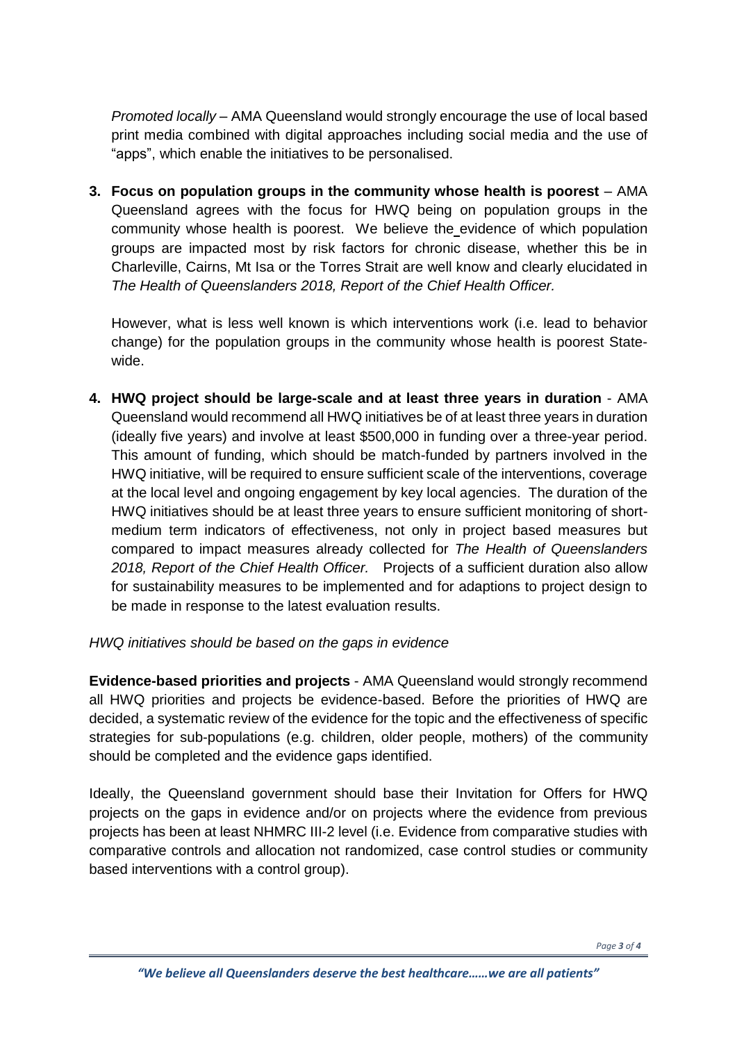*Promoted locally* – AMA Queensland would strongly encourage the use of local based print media combined with digital approaches including social media and the use of "apps", which enable the initiatives to be personalised.

3. **Focus on population groups in the community whose health is poorest** – AMA Queensland agrees with the focus for HWQ being on population groups in the community whose health is poorest. We believe the evidence of which population groups are impacted most by risk factors for chronic disease, whether this be in Charleville, Cairns, Mt Isa or the Torres Strait are well know and clearly elucidated in *The Health of Queenslanders 2018, Report of the Chief Health Officer.*

   However, what is less well known is which interventions work (i.e. lead to behavior change) for the population groups in the community whose health is poorest State-wide.

4. **HWQ project should be large-scale and at least three years in duration** - AMA Queensland would recommend all HWQ initiatives be of at least three years in duration (ideally five years) and involve at least $500,000 in funding over a three-year period. This amount of funding, which should be match-funded by partners involved in the HWQ initiative, will be required to ensure sufficient scale of the interventions, coverage at the local level and ongoing engagement by key local agencies. The duration of the HWQ initiatives should be at least three years to ensure sufficient monitoring of short-medium term indicators of effectiveness, not only in project based measures but compared to impact measures already collected for *The Health of Queenslanders 2018, Report of the Chief Health Officer.* Projects of a sufficient duration also allow for sustainability measures to be implemented and for adaptions to project design to be made in response to the latest evaluation results.

*HWQ initiatives should be based on the gaps in evidence*

**Evidence-based priorities and projects** - AMA Queensland would strongly recommend all HWQ priorities and projects be evidence-based. Before the priorities of HWQ are decided, a systematic review of the evidence for the topic and the effectiveness of specific strategies for sub-populations (e.g. children, older people, mothers) of the community should be completed and the evidence gaps identified.

Ideally, the Queensland government should base their Invitation for Offers for HWQ projects on the gaps in evidence and/or on projects where the evidence from previous projects has been at least NHMRC III-2 level (i.e. Evidence from comparative studies with comparative controls and allocation not randomized, case control studies or community based interventions with a control group).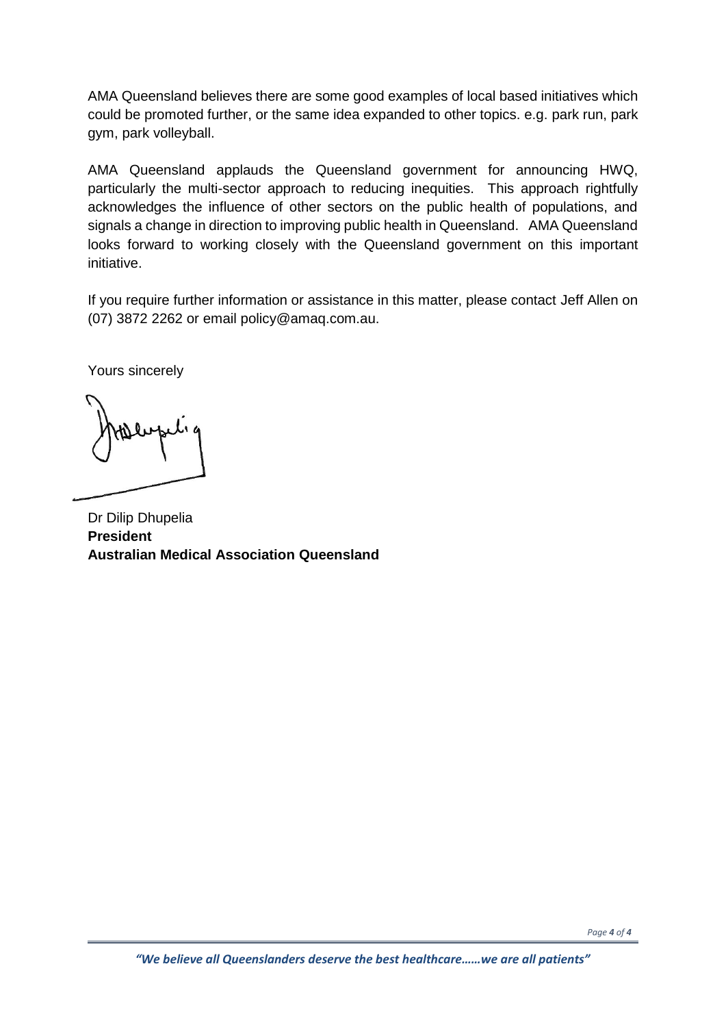AMA Queensland believes there are some good examples of local based initiatives which could be promoted further, or the same idea expanded to other topics. e.g. park run, park gym, park volleyball.

AMA Queensland applauds the Queensland government for announcing HWQ, particularly the multi-sector approach to reducing inequities. This approach rightfully acknowledges the influence of other sectors on the public health of populations, and signals a change in direction to improving public health in Queensland. AMA Queensland looks forward to working closely with the Queensland government on this important initiative.

If you require further information or assistance in this matter, please contact Jeff Allen on (07) 3872 2262 or email policy@amaq.com.au.

Yours sincerely

Dr Dilip Dhupelia
**President**
**Australian Medical Association Queensland**

*"We believe all Queenslanders deserve the best healthcare……we are all patients"*